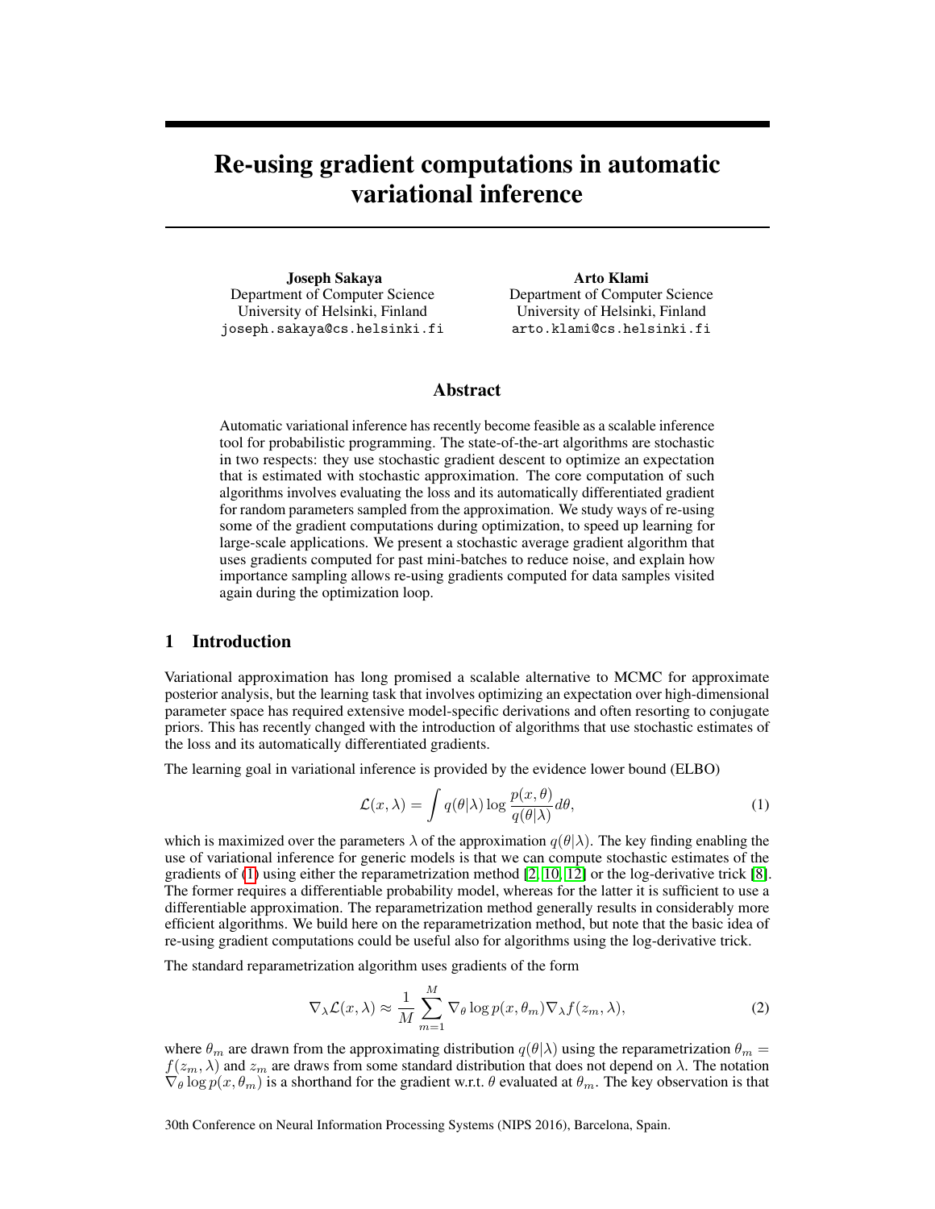# Re-using gradient computations in automatic variational inference

**Joseph Sakaya**
Department of Computer Science
University of Helsinki, Finland
`joseph.sakaya@cs.helsinki.fi`

**Arto Klami**
Department of Computer Science
University of Helsinki, Finland
`arto.klami@cs.helsinki.fi`

## Abstract

Automatic variational inference has recently become feasible as a scalable inference tool for probabilistic programming. The state-of-the-art algorithms are stochastic in two respects: they use stochastic gradient descent to optimize an expectation that is estimated with stochastic approximation. The core computation of such algorithms involves evaluating the loss and its automatically differentiated gradient for random parameters sampled from the approximation. We study ways of re-using some of the gradient computations during optimization, to speed up learning for large-scale applications. We present a stochastic average gradient algorithm that uses gradients computed for past mini-batches to reduce noise, and explain how importance sampling allows re-using gradients computed for data samples visited again during the optimization loop.

## 1 Introduction

Variational approximation has long promised a scalable alternative to MCMC for approximate posterior analysis, but the learning task that involves optimizing an expectation over high-dimensional parameter space has required extensive model-specific derivations and often resorting to conjugate priors. This has recently changed with the introduction of algorithms that use stochastic estimates of the loss and its automatically differentiated gradients.

The learning goal in variational inference is provided by the evidence lower bound (ELBO)

$$\mathcal{L}(x, \lambda) = \int q(\theta|\lambda) \log \frac{p(x, \theta)}{q(\theta|\lambda)} d\theta, \tag{1}$$

which is maximized over the parameters $\lambda$ of the approximation $q(\theta|\lambda)$. The key finding enabling the use of variational inference for generic models is that we can compute stochastic estimates of the gradients of (1) using either the reparametrization method [2, 10, 12] or the log-derivative trick [8]. The former requires a differentiable probability model, whereas for the latter it is sufficient to use a differentiable approximation. The reparametrization method generally results in considerably more efficient algorithms. We build here on the reparametrization method, but note that the basic idea of re-using gradient computations could be useful also for algorithms using the log-derivative trick.

The standard reparametrization algorithm uses gradients of the form

$$\nabla_\lambda \mathcal{L}(x, \lambda) \approx \frac{1}{M} \sum_{m=1}^{M} \nabla_\theta \log p(x, \theta_m) \nabla_\lambda f(z_m, \lambda), \tag{2}$$

where $\theta_m$ are drawn from the approximating distribution $q(\theta|\lambda)$ using the reparametrization $\theta_m = f(z_m, \lambda)$ and $z_m$ are draws from some standard distribution that does not depend on $\lambda$. The notation $\nabla_\theta \log p(x, \theta_m)$ is a shorthand for the gradient w.r.t. $\theta$ evaluated at $\theta_m$. The key observation is that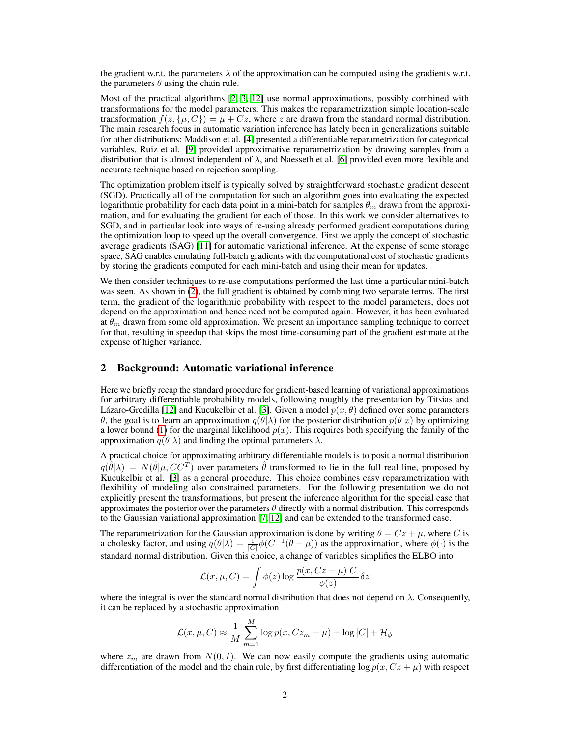the gradient w.r.t. the parameters $\lambda$ of the approximation can be computed using the gradients w.r.t. the parameters $\theta$ using the chain rule.

Most of the practical algorithms [2, 3, 12] use normal approximations, possibly combined with transformations for the model parameters. This makes the reparametrization simple location-scale transformation $f(z, \{\mu, C\}) = \mu + Cz$, where $z$ are drawn from the standard normal distribution. The main research focus in automatic variation inference has lately been in generalizations suitable for other distributions: Maddison et al. [4] presented a differentiable reparametrization for categorical variables, Ruiz et al. [9] provided approximative reparametrization by drawing samples from a distribution that is almost independent of $\lambda$, and Naesseth et al. [6] provided even more flexible and accurate technique based on rejection sampling.

The optimization problem itself is typically solved by straightforward stochastic gradient descent (SGD). Practically all of the computation for such an algorithm goes into evaluating the expected logarithmic probability for each data point in a mini-batch for samples $\theta_m$ drawn from the approximation, and for evaluating the gradient for each of those. In this work we consider alternatives to SGD, and in particular look into ways of re-using already performed gradient computations during the optimization loop to speed up the overall convergence. First we apply the concept of stochastic average gradients (SAG) [11] for automatic variational inference. At the expense of some storage space, SAG enables emulating full-batch gradients with the computational cost of stochastic gradients by storing the gradients computed for each mini-batch and using their mean for updates.

We then consider techniques to re-use computations performed the last time a particular mini-batch was seen. As shown in (2), the full gradient is obtained by combining two separate terms. The first term, the gradient of the logarithmic probability with respect to the model parameters, does not depend on the approximation and hence need not be computed again. However, it has been evaluated at $\theta_m$ drawn from some old approximation. We present an importance sampling technique to correct for that, resulting in speedup that skips the most time-consuming part of the gradient estimate at the expense of higher variance.

## 2 Background: Automatic variational inference

Here we briefly recap the standard procedure for gradient-based learning of variational approximations for arbitrary differentiable probability models, following roughly the presentation by Titsias and Lázaro-Gredilla [12] and Kucukelbir et al. [3]. Given a model $p(x, \theta)$ defined over some parameters $\theta$, the goal is to learn an approximation $q(\theta|\lambda)$ for the posterior distribution $p(\theta|x)$ by optimizing a lower bound (1) for the marginal likelihood $p(x)$. This requires both specifying the family of the approximation $q(\theta|\lambda)$ and finding the optimal parameters $\lambda$.

A practical choice for approximating arbitrary differentiable models is to posit a normal distribution $q(\hat{\theta}|\lambda) = N(\hat{\theta}|\mu, CC^T)$ over parameters $\hat{\theta}$ transformed to lie in the full real line, proposed by Kucukelbir et al. [3] as a general procedure. This choice combines easy reparametrization with flexibility of modeling also constrained parameters. For the following presentation we do not explicitly present the transformations, but present the inference algorithm for the special case that approximates the posterior over the parameters $\theta$ directly with a normal distribution. This corresponds to the Gaussian variational approximation [7, 12] and can be extended to the transformed case.

The reparametrization for the Gaussian approximation is done by writing $\theta = Cz + \mu$, where $C$ is a cholesky factor, and using $q(\theta|\lambda) = \frac{1}{|C|}\phi(C^{-1}(\theta - \mu))$ as the approximation, where $\phi(\cdot)$ is the standard normal distribution. Given this choice, a change of variables simplifies the ELBO into

$$\mathcal{L}(x, \mu, C) = \int \phi(z) \log \frac{p(x, Cz + \mu)|C|}{\phi(z)} \delta z$$

where the integral is over the standard normal distribution that does not depend on $\lambda$. Consequently, it can be replaced by a stochastic approximation

$$\mathcal{L}(x, \mu, C) \approx \frac{1}{M} \sum_{m=1}^{M} \log p(x, Cz_m + \mu) + \log |C| + \mathcal{H}_\phi$$

where $z_m$ are drawn from $N(0, I)$. We can now easily compute the gradients using automatic differentiation of the model and the chain rule, by first differentiating $\log p(x, Cz + \mu)$ with respect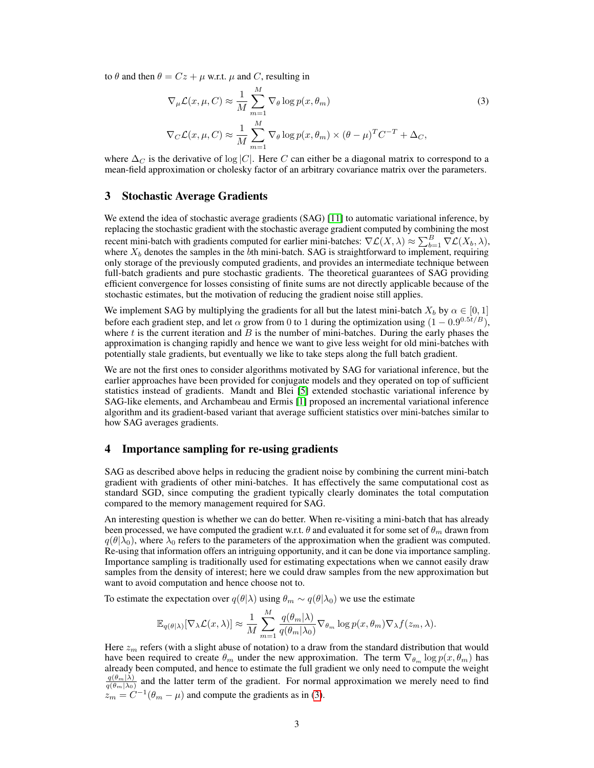to $\theta$ and then $\theta = Cz + \mu$ w.r.t. $\mu$ and $C$, resulting in

$$
\begin{aligned}
\nabla_\mu \mathcal{L}(x, \mu, C) &\approx \frac{1}{M}\sum_{m=1}^{M} \nabla_\theta \log p(x, \theta_m) \\
\nabla_C \mathcal{L}(x, \mu, C) &\approx \frac{1}{M}\sum_{m=1}^{M} \nabla_\theta \log p(x, \theta_m) \times (\theta - \mu)^T C^{-T} + \Delta_C,
\end{aligned}
\tag{3}
$$

where $\Delta_C$ is the derivative of $\log |C|$. Here $C$ can either be a diagonal matrix to correspond to a mean-field approximation or cholesky factor of an arbitrary covariance matrix over the parameters.

## 3 Stochastic Average Gradients

We extend the idea of stochastic average gradients (SAG) [11] to automatic variational inference, by replacing the stochastic gradient with the stochastic average gradient computed by combining the most recent mini-batch with gradients computed for earlier mini-batches: $\nabla\mathcal{L}(X, \lambda) \approx \sum_{b=1}^{B} \nabla\mathcal{L}(X_b, \lambda)$, where $X_b$ denotes the samples in the $b$th mini-batch. SAG is straightforward to implement, requiring only storage of the previously computed gradients, and provides an intermediate technique between full-batch gradients and pure stochastic gradients. The theoretical guarantees of SAG providing efficient convergence for losses consisting of finite sums are not directly applicable because of the stochastic estimates, but the motivation of reducing the gradient noise still applies.

We implement SAG by multiplying the gradients for all but the latest mini-batch $X_b$ by $\alpha \in [0, 1]$ before each gradient step, and let $\alpha$ grow from 0 to 1 during the optimization using $(1 - 0.9^{0.5t/B})$, where $t$ is the current iteration and $B$ is the number of mini-batches. During the early phases the approximation is changing rapidly and hence we want to give less weight for old mini-batches with potentially stale gradients, but eventually we like to take steps along the full batch gradient.

We are not the first ones to consider algorithms motivated by SAG for variational inference, but the earlier approaches have been provided for conjugate models and they operated on top of sufficient statistics instead of gradients. Mandt and Blei [5] extended stochastic variational inference by SAG-like elements, and Archambeau and Ermis [1] proposed an incremental variational inference algorithm and its gradient-based variant that average sufficient statistics over mini-batches similar to how SAG averages gradients.

## 4 Importance sampling for re-using gradients

SAG as described above helps in reducing the gradient noise by combining the current mini-batch gradient with gradients of other mini-batches. It has effectively the same computational cost as standard SGD, since computing the gradient typically clearly dominates the total computation compared to the memory management required for SAG.

An interesting question is whether we can do better. When re-visiting a mini-batch that has already been processed, we have computed the gradient w.r.t. $\theta$ and evaluated it for some set of $\theta_m$ drawn from $q(\theta|\lambda_0)$, where $\lambda_0$ refers to the parameters of the approximation when the gradient was computed. Re-using that information offers an intriguing opportunity, and it can be done via importance sampling. Importance sampling is traditionally used for estimating expectations when we cannot easily draw samples from the density of interest; here we could draw samples from the new approximation but want to avoid computation and hence choose not to.

To estimate the expectation over $q(\theta|\lambda)$ using $\theta_m \sim q(\theta|\lambda_0)$ we use the estimate

$$
\mathbb{E}_{q(\theta|\lambda)}[\nabla_\lambda \mathcal{L}(x, \lambda)] \approx \frac{1}{M}\sum_{m=1}^{M} \frac{q(\theta_m|\lambda)}{q(\theta_m|\lambda_0)} \nabla_{\theta_m} \log p(x, \theta_m) \nabla_\lambda f(z_m, \lambda).
$$

Here $z_m$ refers (with a slight abuse of notation) to a draw from the standard distribution that would have been required to create $\theta_m$ under the new approximation. The term $\nabla_{\theta_m} \log p(x, \theta_m)$ has already been computed, and hence to estimate the full gradient we only need to compute the weight $\frac{q(\theta_m|\lambda)}{q(\theta_m|\lambda_0)}$ and the latter term of the gradient. For normal approximation we merely need to find $z_m = C^{-1}(\theta_m - \mu)$ and compute the gradients as in (3).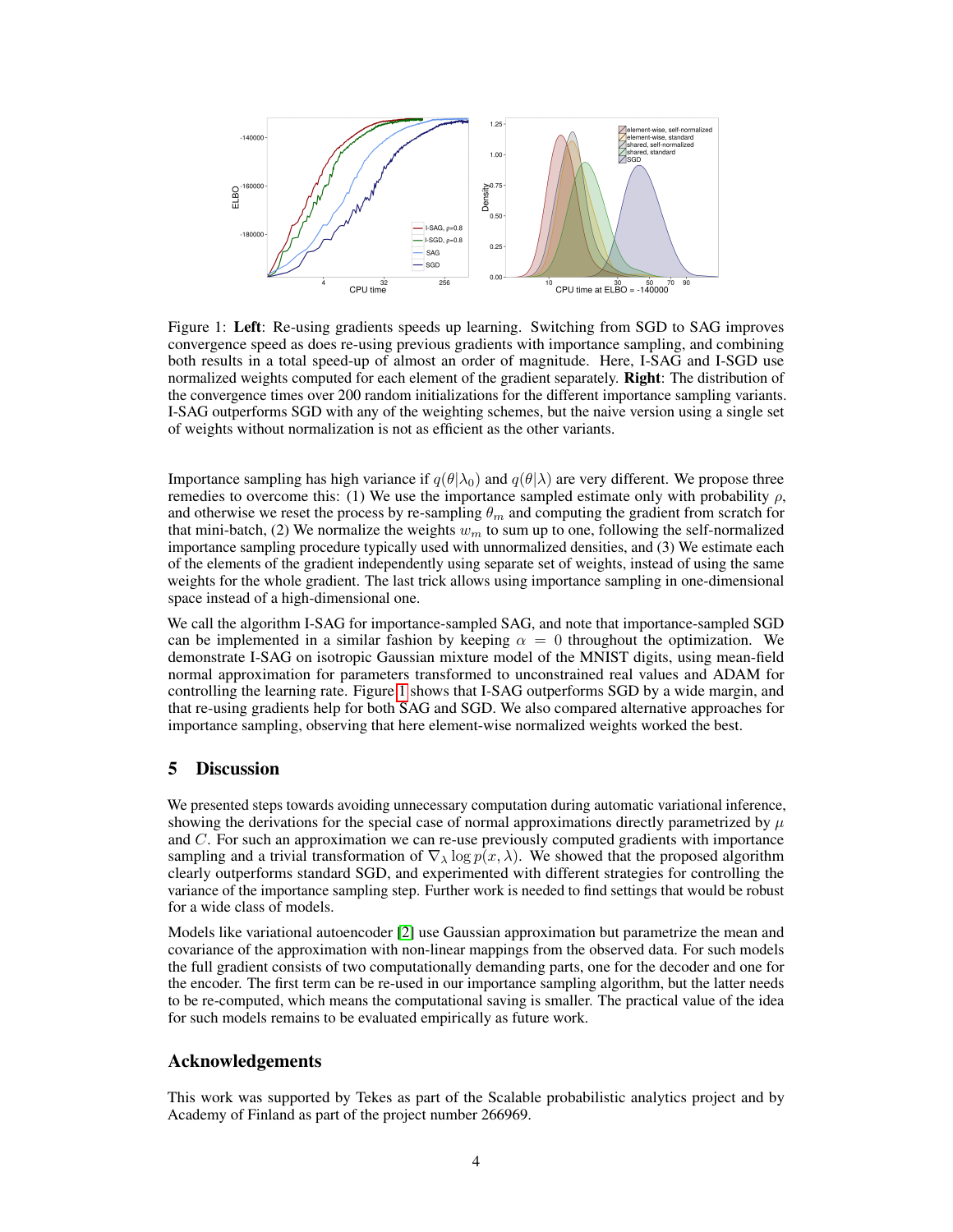Figure 1: **Left**: Re-using gradients speeds up learning. Switching from SGD to SAG improves convergence speed as does re-using previous gradients with importance sampling, and combining both results in a total speed-up of almost an order of magnitude. Here, I-SAG and I-SGD use normalized weights computed for each element of the gradient separately. **Right**: The distribution of the convergence times over 200 random initializations for the different importance sampling variants. I-SAG outperforms SGD with any of the weighting schemes, but the naive version using a single set of weights without normalization is not as efficient as the other variants.

Importance sampling has high variance if $q(\theta|\lambda_0)$ and $q(\theta|\lambda)$ are very different. We propose three remedies to overcome this: (1) We use the importance sampled estimate only with probability $\rho$, and otherwise we reset the process by re-sampling $\theta_m$ and computing the gradient from scratch for that mini-batch, (2) We normalize the weights $w_m$ to sum up to one, following the self-normalized importance sampling procedure typically used with unnormalized densities, and (3) We estimate each of the elements of the gradient independently using separate set of weights, instead of using the same weights for the whole gradient. The last trick allows using importance sampling in one-dimensional space instead of a high-dimensional one.

We call the algorithm I-SAG for importance-sampled SAG, and note that importance-sampled SGD can be implemented in a similar fashion by keeping $\alpha = 0$ throughout the optimization. We demonstrate I-SAG on isotropic Gaussian mixture model of the MNIST digits, using mean-field normal approximation for parameters transformed to unconstrained real values and ADAM for controlling the learning rate. Figure 1 shows that I-SAG outperforms SGD by a wide margin, and that re-using gradients help for both SAG and SGD. We also compared alternative approaches for importance sampling, observing that here element-wise normalized weights worked the best.

## 5 Discussion

We presented steps towards avoiding unnecessary computation during automatic variational inference, showing the derivations for the special case of normal approximations directly parametrized by $\mu$ and $C$. For such an approximation we can re-use previously computed gradients with importance sampling and a trivial transformation of $\nabla_\lambda \log p(x, \lambda)$. We showed that the proposed algorithm clearly outperforms standard SGD, and experimented with different strategies for controlling the variance of the importance sampling step. Further work is needed to find settings that would be robust for a wide class of models.

Models like variational autoencoder [2] use Gaussian approximation but parametrize the mean and covariance of the approximation with non-linear mappings from the observed data. For such models the full gradient consists of two computationally demanding parts, one for the decoder and one for the encoder. The first term can be re-used in our importance sampling algorithm, but the latter needs to be re-computed, which means the computational saving is smaller. The practical value of the idea for such models remains to be evaluated empirically as future work.

## Acknowledgements

This work was supported by Tekes as part of the Scalable probabilistic analytics project and by Academy of Finland as part of the project number 266969.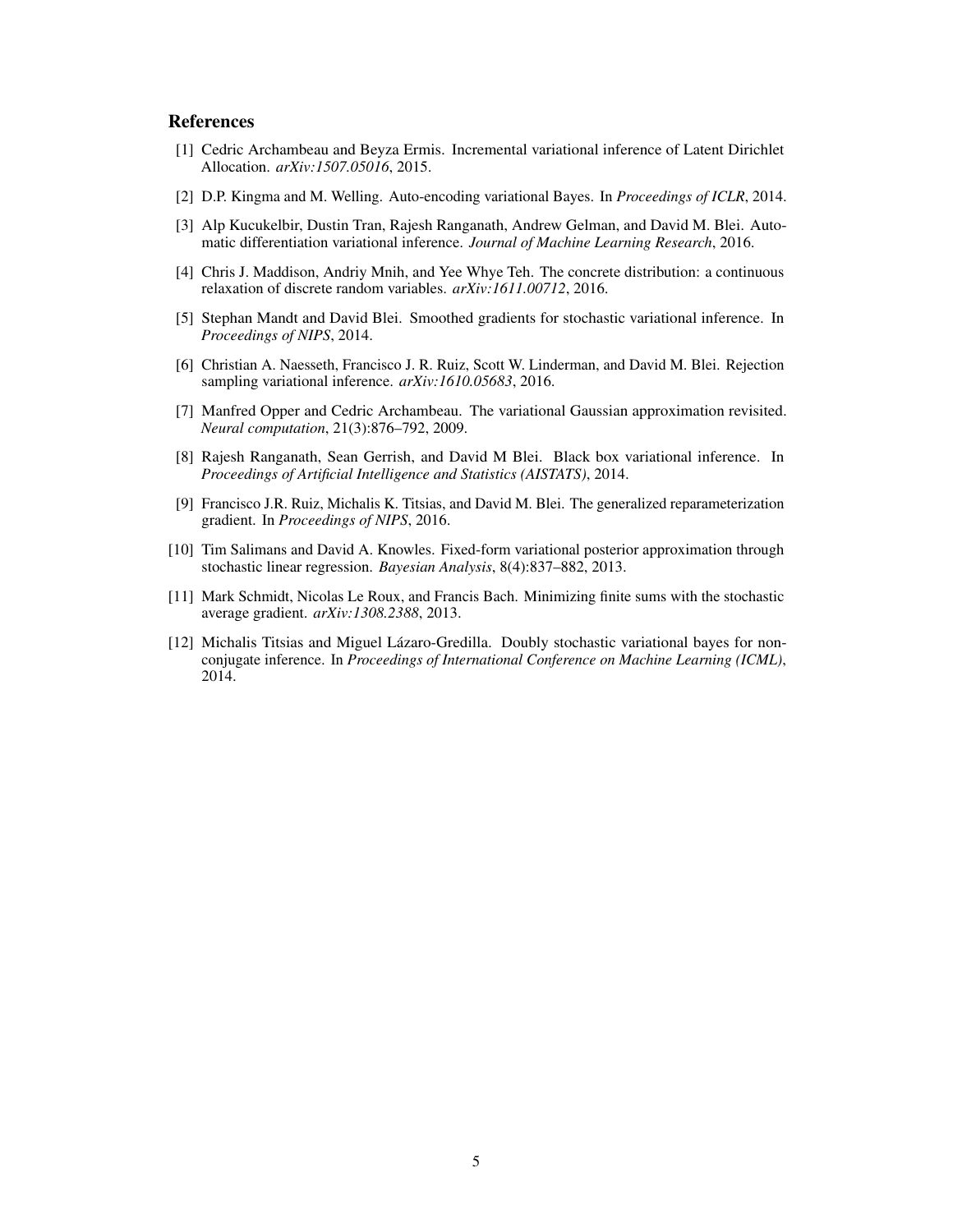## References

[1] Cedric Archambeau and Beyza Ermis. Incremental variational inference of Latent Dirichlet Allocation. *arXiv:1507.05016*, 2015.

[2] D.P. Kingma and M. Welling. Auto-encoding variational Bayes. In *Proceedings of ICLR*, 2014.

[3] Alp Kucukelbir, Dustin Tran, Rajesh Ranganath, Andrew Gelman, and David M. Blei. Automatic differentiation variational inference. *Journal of Machine Learning Research*, 2016.

[4] Chris J. Maddison, Andriy Mnih, and Yee Whye Teh. The concrete distribution: a continuous relaxation of discrete random variables. *arXiv:1611.00712*, 2016.

[5] Stephan Mandt and David Blei. Smoothed gradients for stochastic variational inference. In *Proceedings of NIPS*, 2014.

[6] Christian A. Naesseth, Francisco J. R. Ruiz, Scott W. Linderman, and David M. Blei. Rejection sampling variational inference. *arXiv:1610.05683*, 2016.

[7] Manfred Opper and Cedric Archambeau. The variational Gaussian approximation revisited. *Neural computation*, 21(3):876–792, 2009.

[8] Rajesh Ranganath, Sean Gerrish, and David M Blei. Black box variational inference. In *Proceedings of Artificial Intelligence and Statistics (AISTATS)*, 2014.

[9] Francisco J.R. Ruiz, Michalis K. Titsias, and David M. Blei. The generalized reparameterization gradient. In *Proceedings of NIPS*, 2016.

[10] Tim Salimans and David A. Knowles. Fixed-form variational posterior approximation through stochastic linear regression. *Bayesian Analysis*, 8(4):837–882, 2013.

[11] Mark Schmidt, Nicolas Le Roux, and Francis Bach. Minimizing finite sums with the stochastic average gradient. *arXiv:1308.2388*, 2013.

[12] Michalis Titsias and Miguel Lázaro-Gredilla. Doubly stochastic variational bayes for non-conjugate inference. In *Proceedings of International Conference on Machine Learning (ICML)*, 2014.